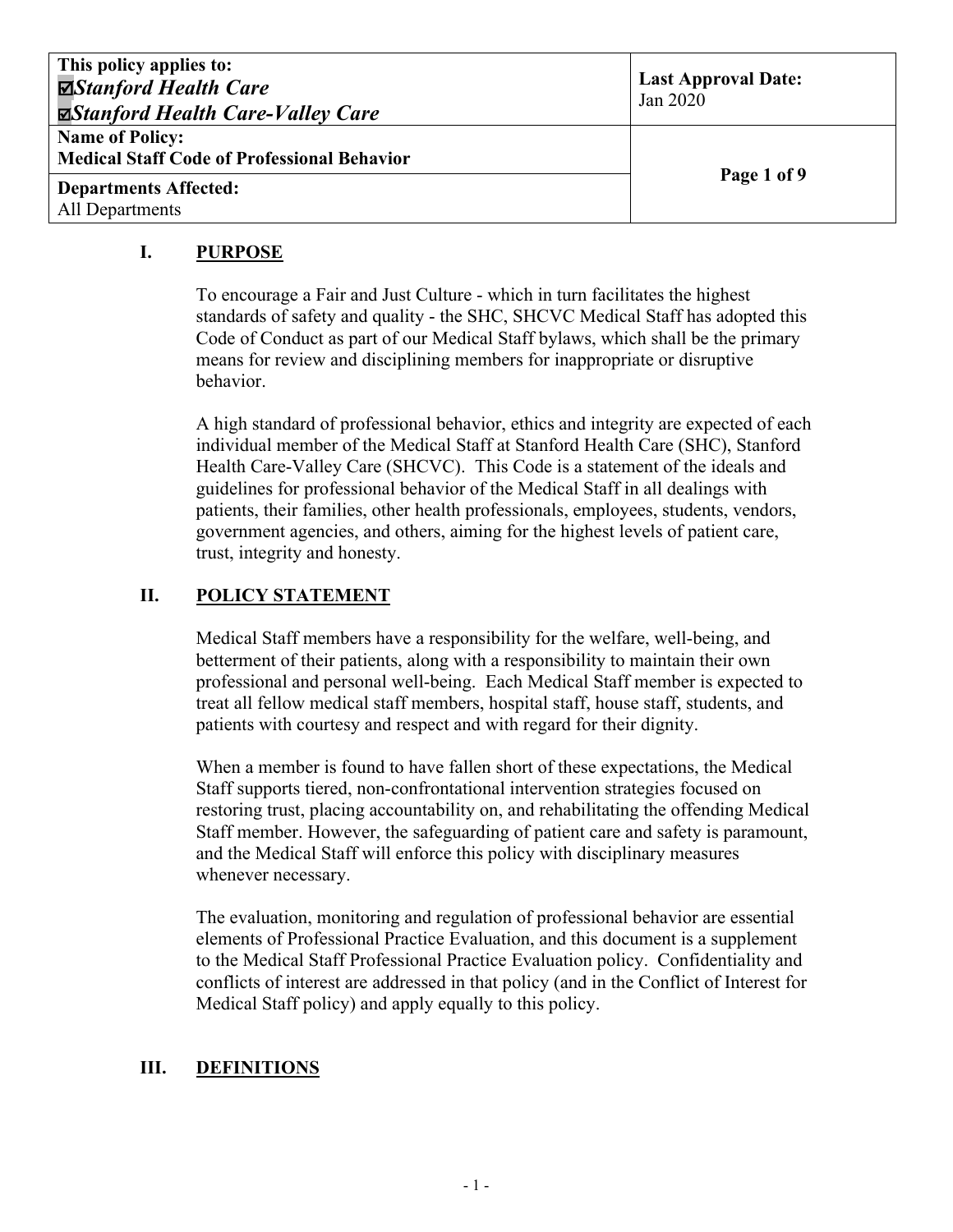| This policy applies to: ☑*Stanford Health Care* ☑*Stanford Health Care-Valley Care* | **Last Approval Date:** Jan 2020 |
|---|---|
| **Name of Policy:** **Medical Staff Code of Professional Behavior** | **Page 1 of 9** |
| **Departments Affected:** All Departments | |

## I. PURPOSE

To encourage a Fair and Just Culture - which in turn facilitates the highest standards of safety and quality - the SHC, SHCVC Medical Staff has adopted this Code of Conduct as part of our Medical Staff bylaws, which shall be the primary means for review and disciplining members for inappropriate or disruptive behavior.

A high standard of professional behavior, ethics and integrity are expected of each individual member of the Medical Staff at Stanford Health Care (SHC), Stanford Health Care-Valley Care (SHCVC). This Code is a statement of the ideals and guidelines for professional behavior of the Medical Staff in all dealings with patients, their families, other health professionals, employees, students, vendors, government agencies, and others, aiming for the highest levels of patient care, trust, integrity and honesty.

## II. POLICY STATEMENT

Medical Staff members have a responsibility for the welfare, well-being, and betterment of their patients, along with a responsibility to maintain their own professional and personal well-being. Each Medical Staff member is expected to treat all fellow medical staff members, hospital staff, house staff, students, and patients with courtesy and respect and with regard for their dignity.

When a member is found to have fallen short of these expectations, the Medical Staff supports tiered, non-confrontational intervention strategies focused on restoring trust, placing accountability on, and rehabilitating the offending Medical Staff member. However, the safeguarding of patient care and safety is paramount, and the Medical Staff will enforce this policy with disciplinary measures whenever necessary.

The evaluation, monitoring and regulation of professional behavior are essential elements of Professional Practice Evaluation, and this document is a supplement to the Medical Staff Professional Practice Evaluation policy. Confidentiality and conflicts of interest are addressed in that policy (and in the Conflict of Interest for Medical Staff policy) and apply equally to this policy.

## III. DEFINITIONS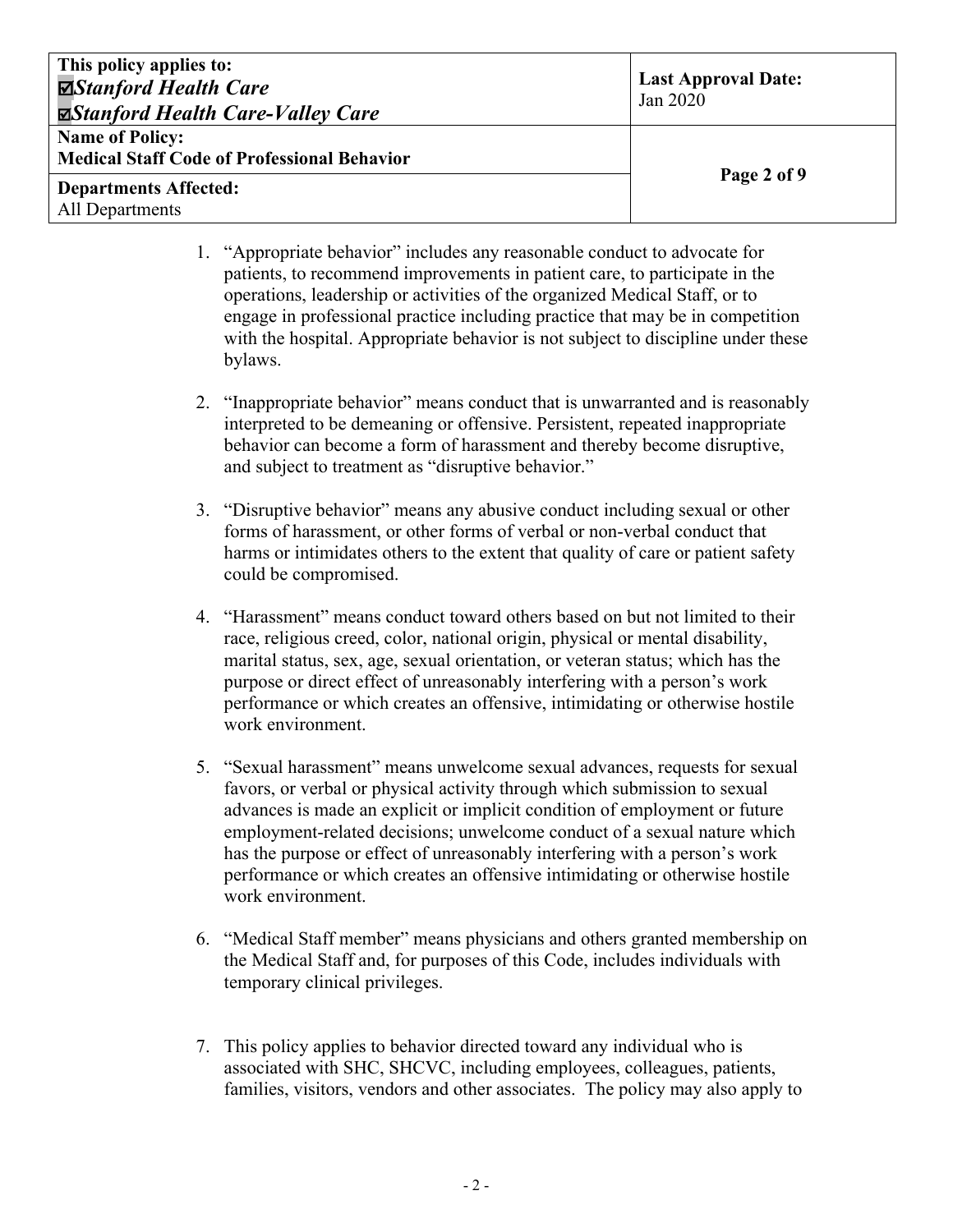1. "Appropriate behavior" includes any reasonable conduct to advocate for patients, to recommend improvements in patient care, to participate in the operations, leadership or activities of the organized Medical Staff, or to engage in professional practice including practice that may be in competition with the hospital. Appropriate behavior is not subject to discipline under these bylaws.

2. "Inappropriate behavior" means conduct that is unwarranted and is reasonably interpreted to be demeaning or offensive. Persistent, repeated inappropriate behavior can become a form of harassment and thereby become disruptive, and subject to treatment as "disruptive behavior."

3. "Disruptive behavior" means any abusive conduct including sexual or other forms of harassment, or other forms of verbal or non-verbal conduct that harms or intimidates others to the extent that quality of care or patient safety could be compromised.

4. "Harassment" means conduct toward others based on but not limited to their race, religious creed, color, national origin, physical or mental disability, marital status, sex, age, sexual orientation, or veteran status; which has the purpose or direct effect of unreasonably interfering with a person's work performance or which creates an offensive, intimidating or otherwise hostile work environment.

5. "Sexual harassment" means unwelcome sexual advances, requests for sexual favors, or verbal or physical activity through which submission to sexual advances is made an explicit or implicit condition of employment or future employment-related decisions; unwelcome conduct of a sexual nature which has the purpose or effect of unreasonably interfering with a person's work performance or which creates an offensive intimidating or otherwise hostile work environment.

6. "Medical Staff member" means physicians and others granted membership on the Medical Staff and, for purposes of this Code, includes individuals with temporary clinical privileges.

7. This policy applies to behavior directed toward any individual who is associated with SHC, SHCVC, including employees, colleagues, patients, families, visitors, vendors and other associates. The policy may also apply to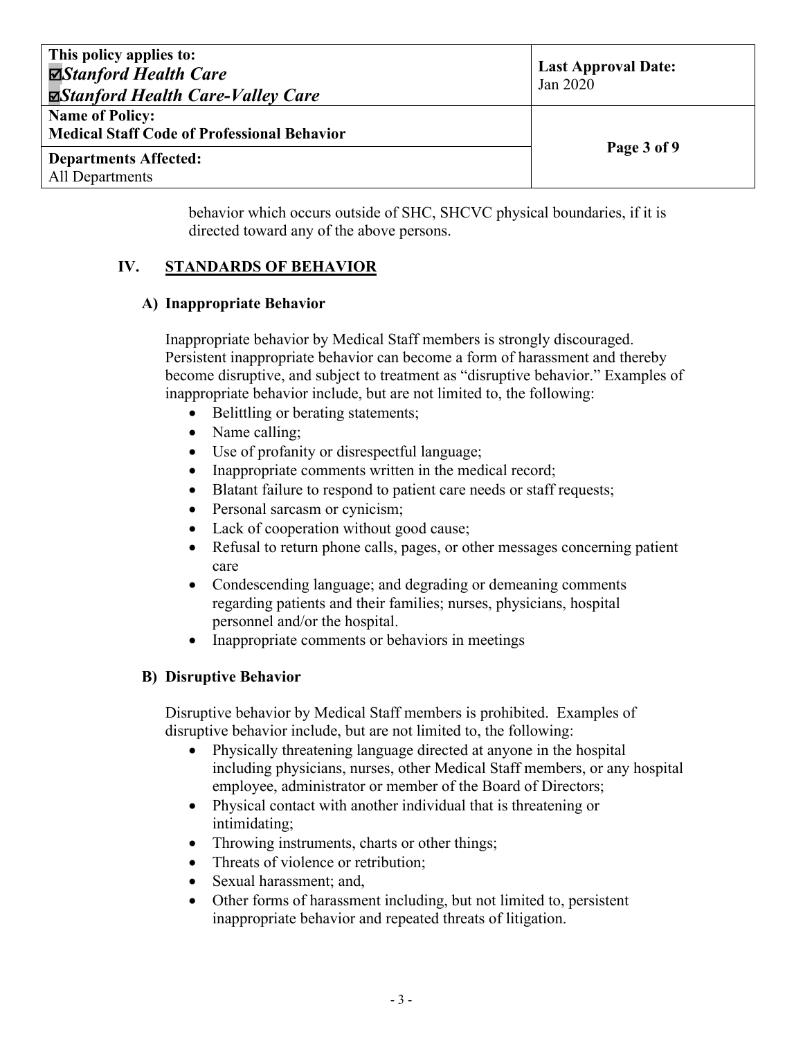behavior which occurs outside of SHC, SHCVC physical boundaries, if it is directed toward any of the above persons.

## IV. STANDARDS OF BEHAVIOR

### A) Inappropriate Behavior

Inappropriate behavior by Medical Staff members is strongly discouraged. Persistent inappropriate behavior can become a form of harassment and thereby become disruptive, and subject to treatment as "disruptive behavior." Examples of inappropriate behavior include, but are not limited to, the following:

- Belittling or berating statements;
- Name calling;
- Use of profanity or disrespectful language;
- Inappropriate comments written in the medical record;
- Blatant failure to respond to patient care needs or staff requests;
- Personal sarcasm or cynicism;
- Lack of cooperation without good cause;
- Refusal to return phone calls, pages, or other messages concerning patient care
- Condescending language; and degrading or demeaning comments regarding patients and their families; nurses, physicians, hospital personnel and/or the hospital.
- Inappropriate comments or behaviors in meetings

### B) Disruptive Behavior

Disruptive behavior by Medical Staff members is prohibited. Examples of disruptive behavior include, but are not limited to, the following:

- Physically threatening language directed at anyone in the hospital including physicians, nurses, other Medical Staff members, or any hospital employee, administrator or member of the Board of Directors;
- Physical contact with another individual that is threatening or intimidating;
- Throwing instruments, charts or other things;
- Threats of violence or retribution;
- Sexual harassment; and,
- Other forms of harassment including, but not limited to, persistent inappropriate behavior and repeated threats of litigation.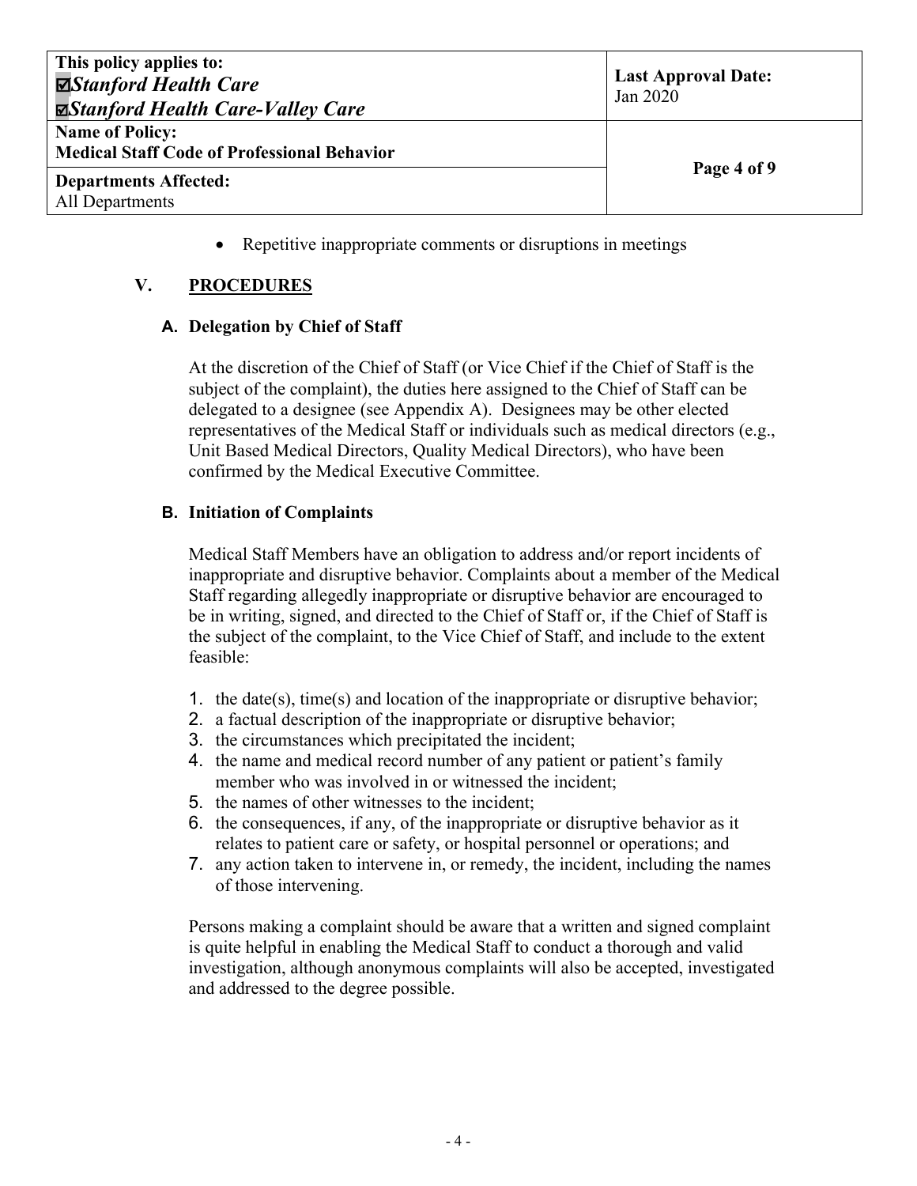- Repetitive inappropriate comments or disruptions in meetings

## V. PROCEDURES

### A. Delegation by Chief of Staff

At the discretion of the Chief of Staff (or Vice Chief if the Chief of Staff is the subject of the complaint), the duties here assigned to the Chief of Staff can be delegated to a designee (see Appendix A). Designees may be other elected representatives of the Medical Staff or individuals such as medical directors (e.g., Unit Based Medical Directors, Quality Medical Directors), who have been confirmed by the Medical Executive Committee.

### B. Initiation of Complaints

Medical Staff Members have an obligation to address and/or report incidents of inappropriate and disruptive behavior. Complaints about a member of the Medical Staff regarding allegedly inappropriate or disruptive behavior are encouraged to be in writing, signed, and directed to the Chief of Staff or, if the Chief of Staff is the subject of the complaint, to the Vice Chief of Staff, and include to the extent feasible:

1. the date(s), time(s) and location of the inappropriate or disruptive behavior;
2. a factual description of the inappropriate or disruptive behavior;
3. the circumstances which precipitated the incident;
4. the name and medical record number of any patient or patient's family member who was involved in or witnessed the incident;
5. the names of other witnesses to the incident;
6. the consequences, if any, of the inappropriate or disruptive behavior as it relates to patient care or safety, or hospital personnel or operations; and
7. any action taken to intervene in, or remedy, the incident, including the names of those intervening.

Persons making a complaint should be aware that a written and signed complaint is quite helpful in enabling the Medical Staff to conduct a thorough and valid investigation, although anonymous complaints will also be accepted, investigated and addressed to the degree possible.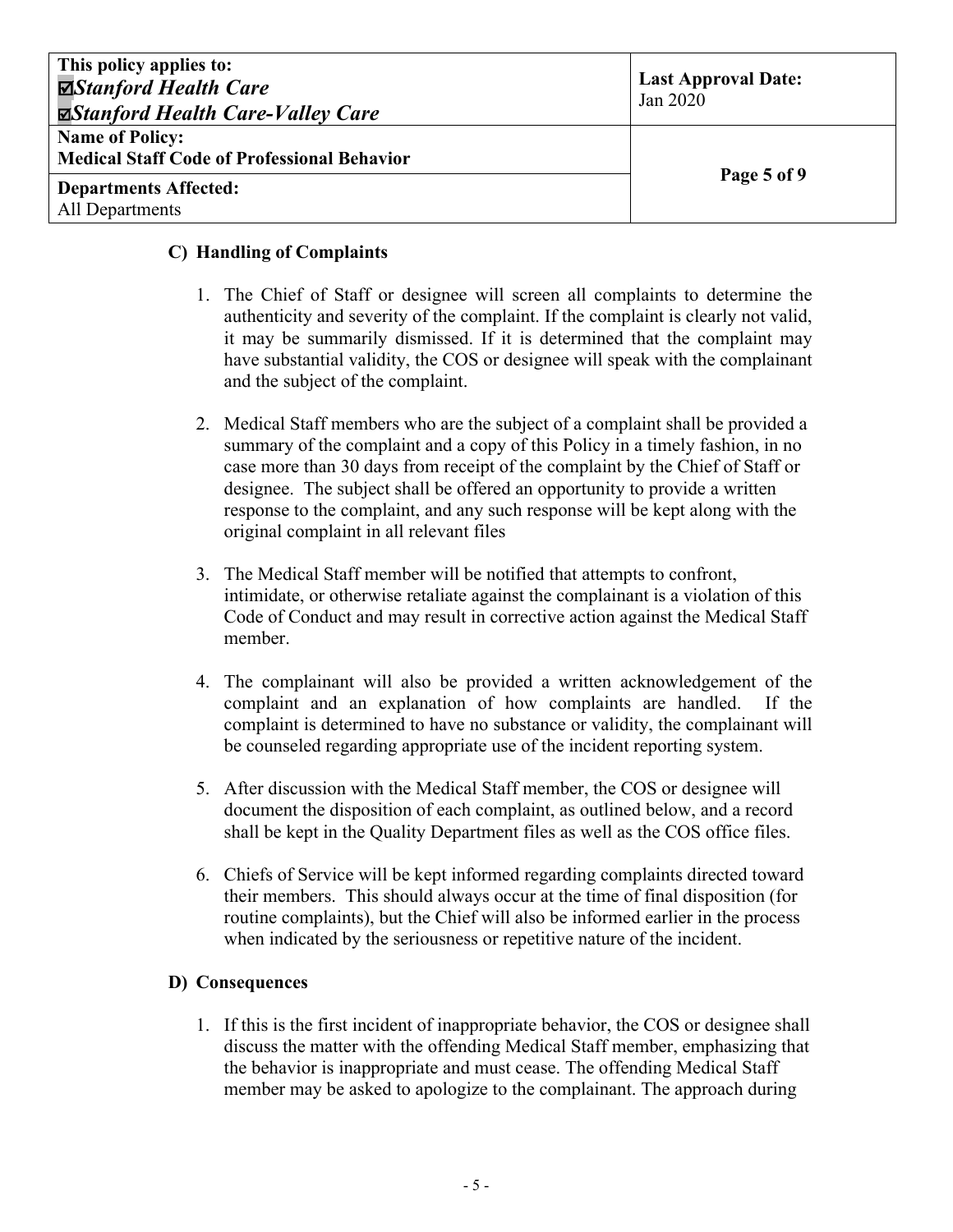### C) Handling of Complaints

1. The Chief of Staff or designee will screen all complaints to determine the authenticity and severity of the complaint. If the complaint is clearly not valid, it may be summarily dismissed. If it is determined that the complaint may have substantial validity, the COS or designee will speak with the complainant and the subject of the complaint.

2. Medical Staff members who are the subject of a complaint shall be provided a summary of the complaint and a copy of this Policy in a timely fashion, in no case more than 30 days from receipt of the complaint by the Chief of Staff or designee. The subject shall be offered an opportunity to provide a written response to the complaint, and any such response will be kept along with the original complaint in all relevant files

3. The Medical Staff member will be notified that attempts to confront, intimidate, or otherwise retaliate against the complainant is a violation of this Code of Conduct and may result in corrective action against the Medical Staff member.

4. The complainant will also be provided a written acknowledgement of the complaint and an explanation of how complaints are handled. If the complaint is determined to have no substance or validity, the complainant will be counseled regarding appropriate use of the incident reporting system.

5. After discussion with the Medical Staff member, the COS or designee will document the disposition of each complaint, as outlined below, and a record shall be kept in the Quality Department files as well as the COS office files.

6. Chiefs of Service will be kept informed regarding complaints directed toward their members. This should always occur at the time of final disposition (for routine complaints), but the Chief will also be informed earlier in the process when indicated by the seriousness or repetitive nature of the incident.

### D) Consequences

1. If this is the first incident of inappropriate behavior, the COS or designee shall discuss the matter with the offending Medical Staff member, emphasizing that the behavior is inappropriate and must cease. The offending Medical Staff member may be asked to apologize to the complainant. The approach during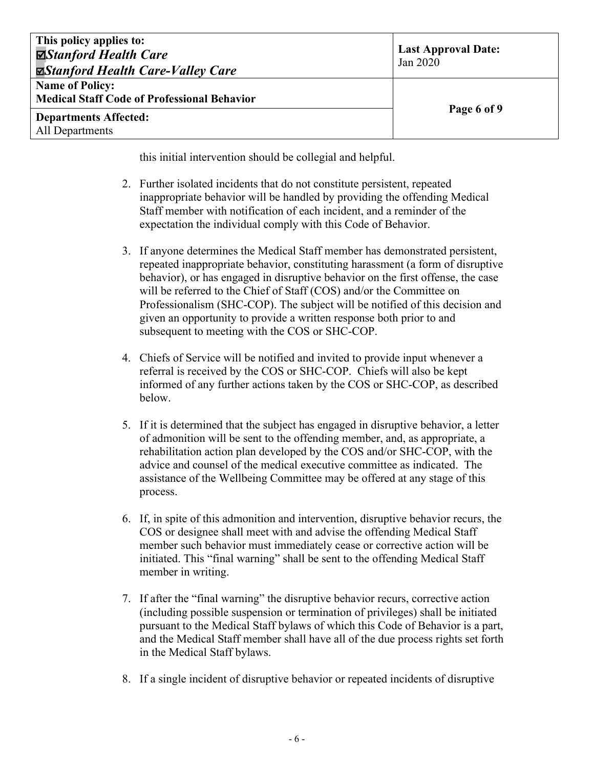this initial intervention should be collegial and helpful.

2. Further isolated incidents that do not constitute persistent, repeated inappropriate behavior will be handled by providing the offending Medical Staff member with notification of each incident, and a reminder of the expectation the individual comply with this Code of Behavior.

3. If anyone determines the Medical Staff member has demonstrated persistent, repeated inappropriate behavior, constituting harassment (a form of disruptive behavior), or has engaged in disruptive behavior on the first offense, the case will be referred to the Chief of Staff (COS) and/or the Committee on Professionalism (SHC-COP). The subject will be notified of this decision and given an opportunity to provide a written response both prior to and subsequent to meeting with the COS or SHC-COP.

4. Chiefs of Service will be notified and invited to provide input whenever a referral is received by the COS or SHC-COP. Chiefs will also be kept informed of any further actions taken by the COS or SHC-COP, as described below.

5. If it is determined that the subject has engaged in disruptive behavior, a letter of admonition will be sent to the offending member, and, as appropriate, a rehabilitation action plan developed by the COS and/or SHC-COP, with the advice and counsel of the medical executive committee as indicated. The assistance of the Wellbeing Committee may be offered at any stage of this process.

6. If, in spite of this admonition and intervention, disruptive behavior recurs, the COS or designee shall meet with and advise the offending Medical Staff member such behavior must immediately cease or corrective action will be initiated. This "final warning" shall be sent to the offending Medical Staff member in writing.

7. If after the "final warning" the disruptive behavior recurs, corrective action (including possible suspension or termination of privileges) shall be initiated pursuant to the Medical Staff bylaws of which this Code of Behavior is a part, and the Medical Staff member shall have all of the due process rights set forth in the Medical Staff bylaws.

8. If a single incident of disruptive behavior or repeated incidents of disruptive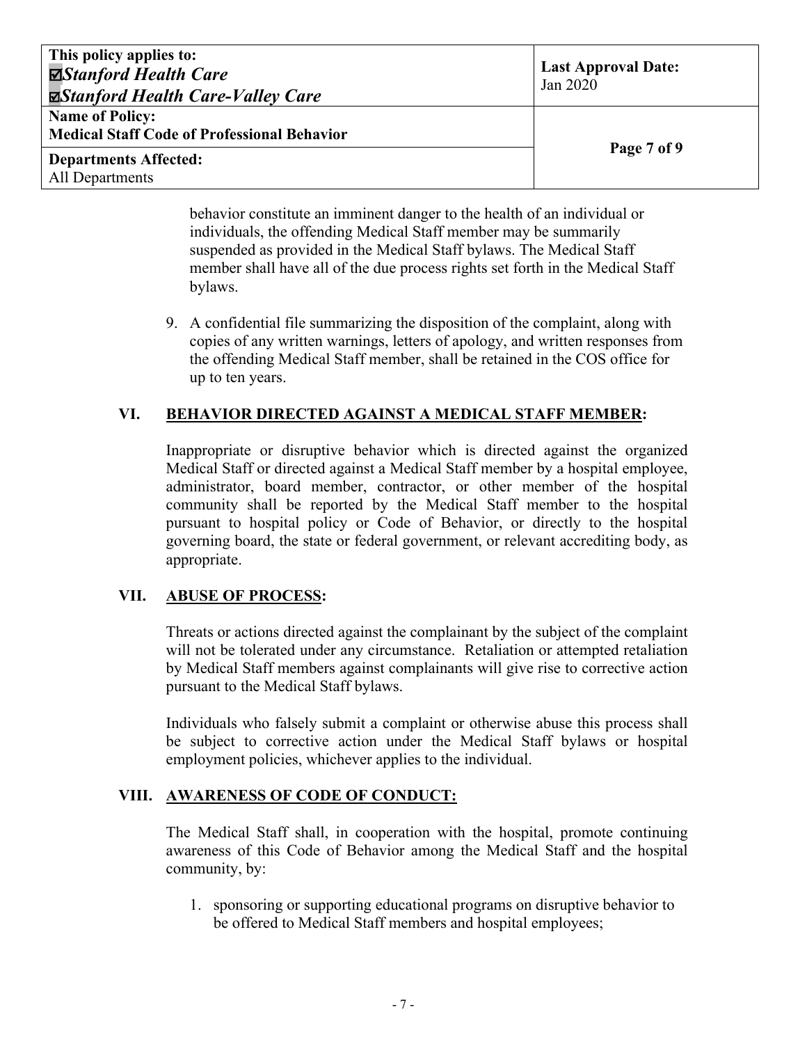behavior constitute an imminent danger to the health of an individual or individuals, the offending Medical Staff member may be summarily suspended as provided in the Medical Staff bylaws. The Medical Staff member shall have all of the due process rights set forth in the Medical Staff bylaws.

9. A confidential file summarizing the disposition of the complaint, along with copies of any written warnings, letters of apology, and written responses from the offending Medical Staff member, shall be retained in the COS office for up to ten years.

## VI. <u>BEHAVIOR DIRECTED AGAINST A MEDICAL STAFF MEMBER</u>:

Inappropriate or disruptive behavior which is directed against the organized Medical Staff or directed against a Medical Staff member by a hospital employee, administrator, board member, contractor, or other member of the hospital community shall be reported by the Medical Staff member to the hospital pursuant to hospital policy or Code of Behavior, or directly to the hospital governing board, the state or federal government, or relevant accrediting body, as appropriate.

## VII. <u>ABUSE OF PROCESS</u>:

Threats or actions directed against the complainant by the subject of the complaint will not be tolerated under any circumstance. Retaliation or attempted retaliation by Medical Staff members against complainants will give rise to corrective action pursuant to the Medical Staff bylaws.

Individuals who falsely submit a complaint or otherwise abuse this process shall be subject to corrective action under the Medical Staff bylaws or hospital employment policies, whichever applies to the individual.

## VIII. <u>AWARENESS OF CODE OF CONDUCT:</u>

The Medical Staff shall, in cooperation with the hospital, promote continuing awareness of this Code of Behavior among the Medical Staff and the hospital community, by:

1. sponsoring or supporting educational programs on disruptive behavior to be offered to Medical Staff members and hospital employees;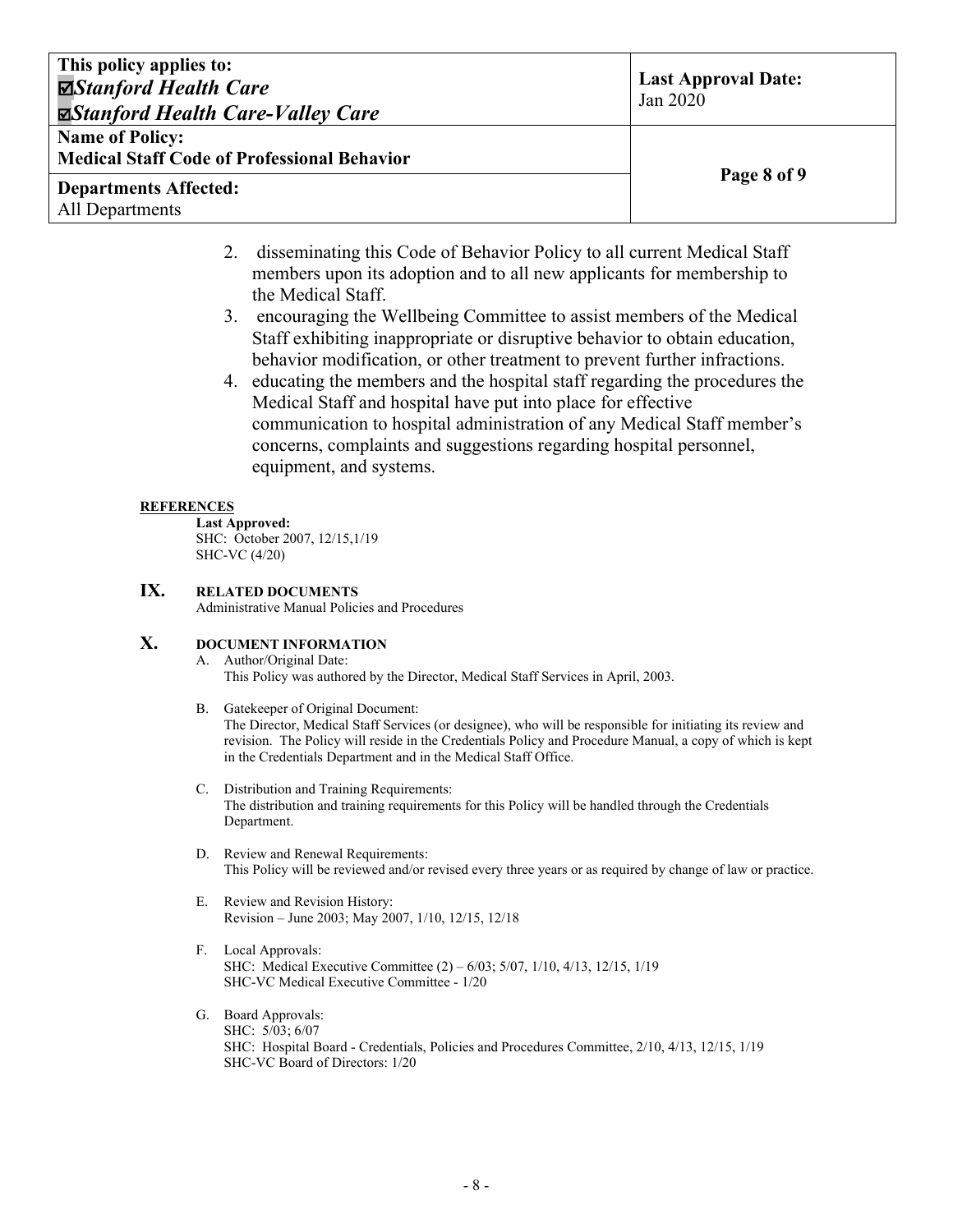2. disseminating this Code of Behavior Policy to all current Medical Staff members upon its adoption and to all new applicants for membership to the Medical Staff.
3. encouraging the Wellbeing Committee to assist members of the Medical Staff exhibiting inappropriate or disruptive behavior to obtain education, behavior modification, or other treatment to prevent further infractions.
4. educating the members and the hospital staff regarding the procedures the Medical Staff and hospital have put into place for effective communication to hospital administration of any Medical Staff member's concerns, complaints and suggestions regarding hospital personnel, equipment, and systems.

**REFERENCES**

**Last Approved:**
SHC: October 2007, 12/15,1/19
SHC-VC (4/20)

## IX. RELATED DOCUMENTS

Administrative Manual Policies and Procedures

## X. DOCUMENT INFORMATION

A. Author/Original Date:
This Policy was authored by the Director, Medical Staff Services in April, 2003.

B. Gatekeeper of Original Document:
The Director, Medical Staff Services (or designee), who will be responsible for initiating its review and revision. The Policy will reside in the Credentials Policy and Procedure Manual, a copy of which is kept in the Credentials Department and in the Medical Staff Office.

C. Distribution and Training Requirements:
The distribution and training requirements for this Policy will be handled through the Credentials Department.

D. Review and Renewal Requirements:
This Policy will be reviewed and/or revised every three years or as required by change of law or practice.

E. Review and Revision History:
Revision – June 2003; May 2007, 1/10, 12/15, 12/18

F. Local Approvals:
SHC: Medical Executive Committee (2) – 6/03; 5/07, 1/10, 4/13, 12/15, 1/19
SHC-VC Medical Executive Committee - 1/20

G. Board Approvals:
SHC: 5/03; 6/07
SHC: Hospital Board - Credentials, Policies and Procedures Committee, 2/10, 4/13, 12/15, 1/19
SHC-VC Board of Directors: 1/20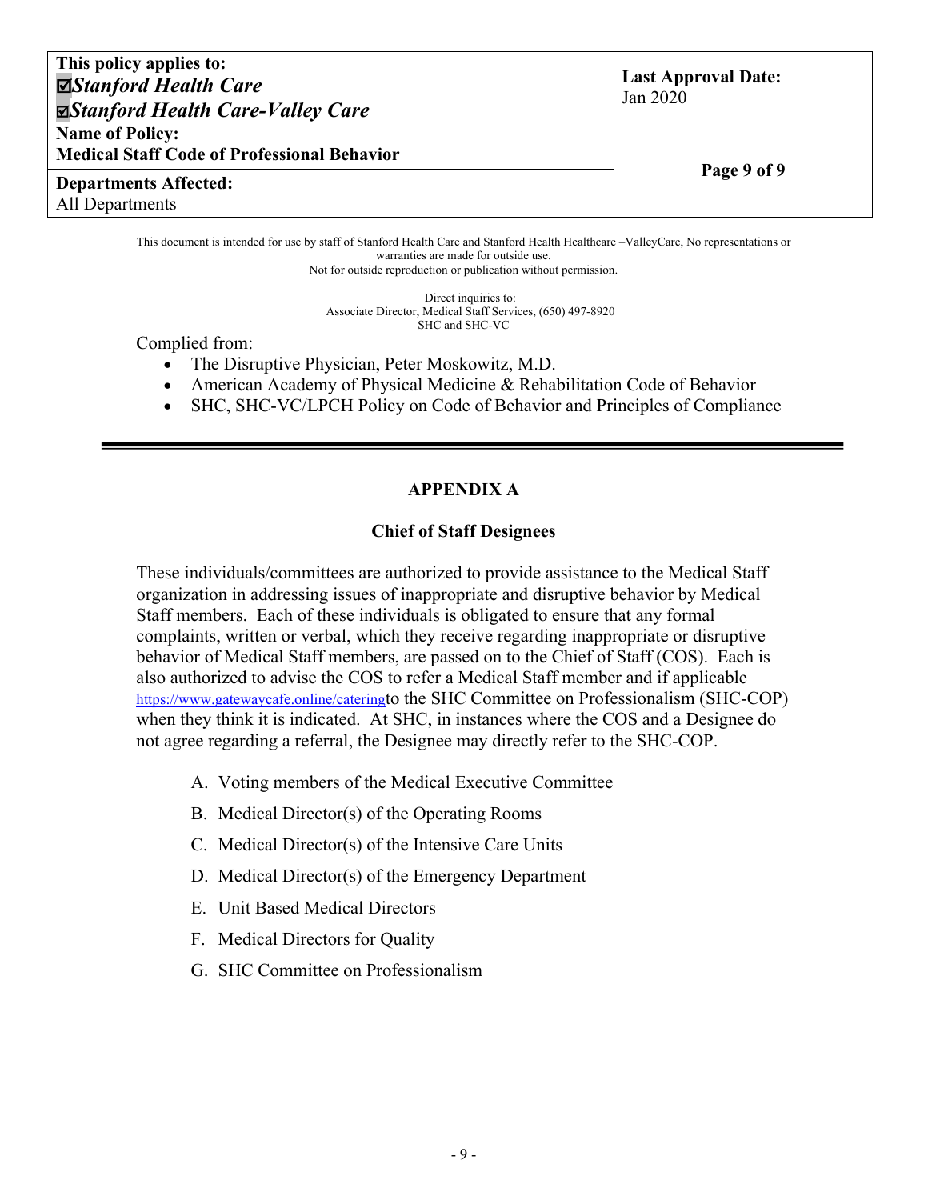This document is intended for use by staff of Stanford Health Care and Stanford Health Healthcare –ValleyCare, No representations or warranties are made for outside use.
Not for outside reproduction or publication without permission.

Direct inquiries to:
Associate Director, Medical Staff Services, (650) 497-8920
SHC and SHC-VC

Complied from:

- The Disruptive Physician, Peter Moskowitz, M.D.
- American Academy of Physical Medicine & Rehabilitation Code of Behavior
- SHC, SHC-VC/LPCH Policy on Code of Behavior and Principles of Compliance

---

## APPENDIX A

### Chief of Staff Designees

These individuals/committees are authorized to provide assistance to the Medical Staff organization in addressing issues of inappropriate and disruptive behavior by Medical Staff members. Each of these individuals is obligated to ensure that any formal complaints, written or verbal, which they receive regarding inappropriate or disruptive behavior of Medical Staff members, are passed on to the Chief of Staff (COS). Each is also authorized to advise the COS to refer a Medical Staff member and if applicable https://www.gatewaycafe.online/cateringto the SHC Committee on Professionalism (SHC-COP) when they think it is indicated. At SHC, in instances where the COS and a Designee do not agree regarding a referral, the Designee may directly refer to the SHC-COP.

A. Voting members of the Medical Executive Committee

B. Medical Director(s) of the Operating Rooms

C. Medical Director(s) of the Intensive Care Units

D. Medical Director(s) of the Emergency Department

E. Unit Based Medical Directors

F. Medical Directors for Quality

G. SHC Committee on Professionalism